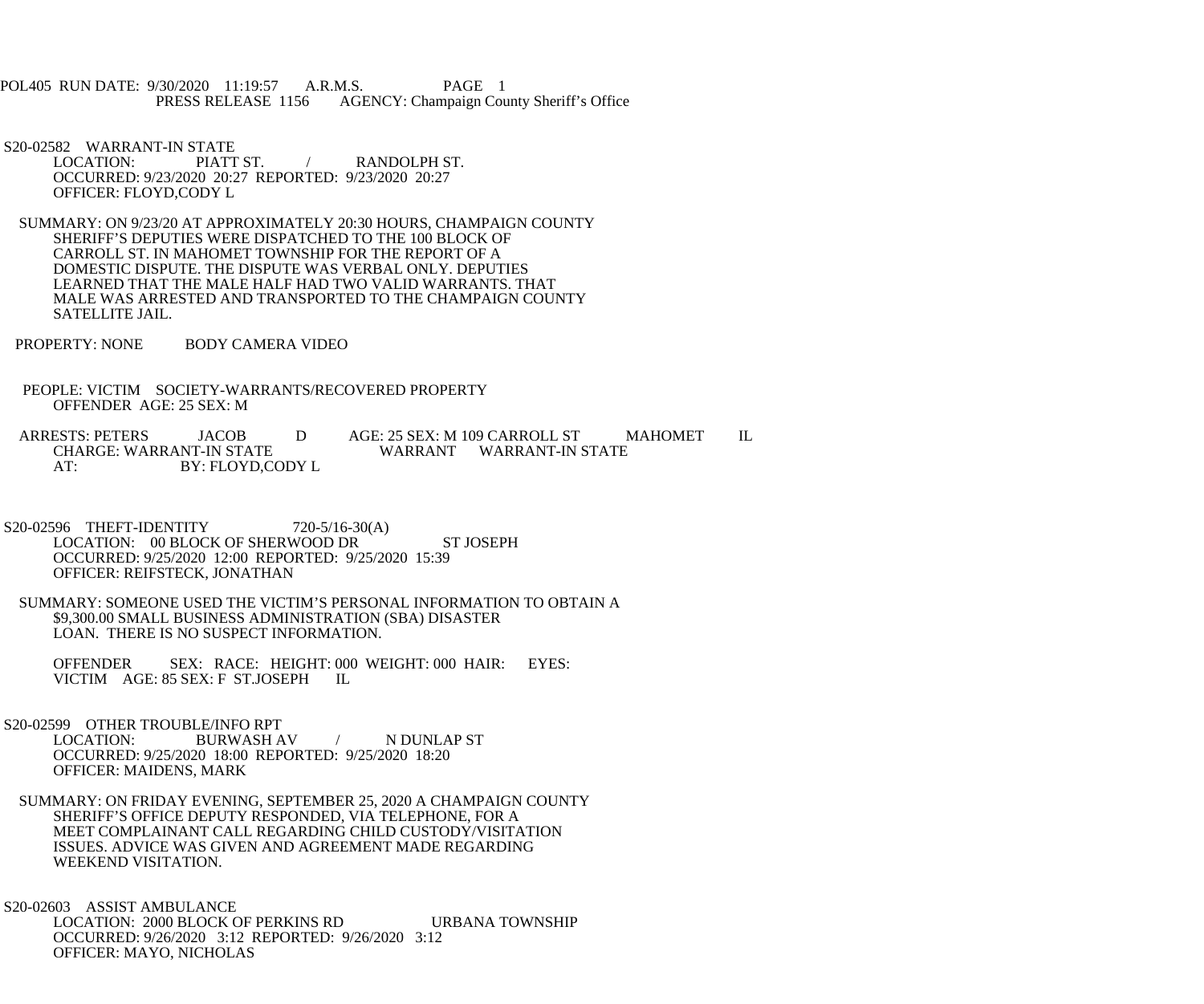POL405 RUN DATE: 9/30/2020 11:19:57 A.R.M.S. PAGE 1
PRESS RELEASE 1156 AGENCY: Champaign County Sheriff's Office

S20-02582 WARRANT-IN STATE
LOCATION: PIATT ST. / RANDOLPH ST.
OCCURRED: 9/23/2020 20:27 REPORTED: 9/23/2020 20:27
OFFICER: FLOYD,CODY L

SUMMARY: ON 9/23/20 AT APPROXIMATELY 20:30 HOURS, CHAMPAIGN COUNTY SHERIFF'S DEPUTIES WERE DISPATCHED TO THE 100 BLOCK OF CARROLL ST. IN MAHOMET TOWNSHIP FOR THE REPORT OF A DOMESTIC DISPUTE. THE DISPUTE WAS VERBAL ONLY. DEPUTIES LEARNED THAT THE MALE HALF HAD TWO VALID WARRANTS. THAT MALE WAS ARRESTED AND TRANSPORTED TO THE CHAMPAIGN COUNTY SATELLITE JAIL.

PROPERTY: NONE BODY CAMERA VIDEO

PEOPLE: VICTIM SOCIETY-WARRANTS/RECOVERED PROPERTY
OFFENDER AGE: 25 SEX: M

ARRESTS: PETERS JACOB D AGE: 25 SEX: M 109 CARROLL ST MAHOMET IL
CHARGE: WARRANT-IN STATE WARRANT WARRANT-IN STATE
AT: BY: FLOYD,CODY L

S20-02596 THEFT-IDENTITY 720-5/16-30(A)
LOCATION: 00 BLOCK OF SHERWOOD DR ST JOSEPH
OCCURRED: 9/25/2020 12:00 REPORTED: 9/25/2020 15:39
OFFICER: REIFSTECK, JONATHAN

SUMMARY: SOMEONE USED THE VICTIM'S PERSONAL INFORMATION TO OBTAIN A $9,300.00 SMALL BUSINESS ADMINISTRATION (SBA) DISASTER LOAN. THERE IS NO SUSPECT INFORMATION.

OFFENDER SEX: RACE: HEIGHT: 000 WEIGHT: 000 HAIR: EYES:
VICTIM AGE: 85 SEX: F ST.JOSEPH IL

S20-02599 OTHER TROUBLE/INFO RPT
LOCATION: BURWASH AV / N DUNLAP ST
OCCURRED: 9/25/2020 18:00 REPORTED: 9/25/2020 18:20
OFFICER: MAIDENS, MARK

SUMMARY: ON FRIDAY EVENING, SEPTEMBER 25, 2020 A CHAMPAIGN COUNTY SHERIFF'S OFFICE DEPUTY RESPONDED, VIA TELEPHONE, FOR A MEET COMPLAINANT CALL REGARDING CHILD CUSTODY/VISITATION ISSUES. ADVICE WAS GIVEN AND AGREEMENT MADE REGARDING WEEKEND VISITATION.

S20-02603 ASSIST AMBULANCE
LOCATION: 2000 BLOCK OF PERKINS RD URBANA TOWNSHIP
OCCURRED: 9/26/2020 3:12 REPORTED: 9/26/2020 3:12
OFFICER: MAYO, NICHOLAS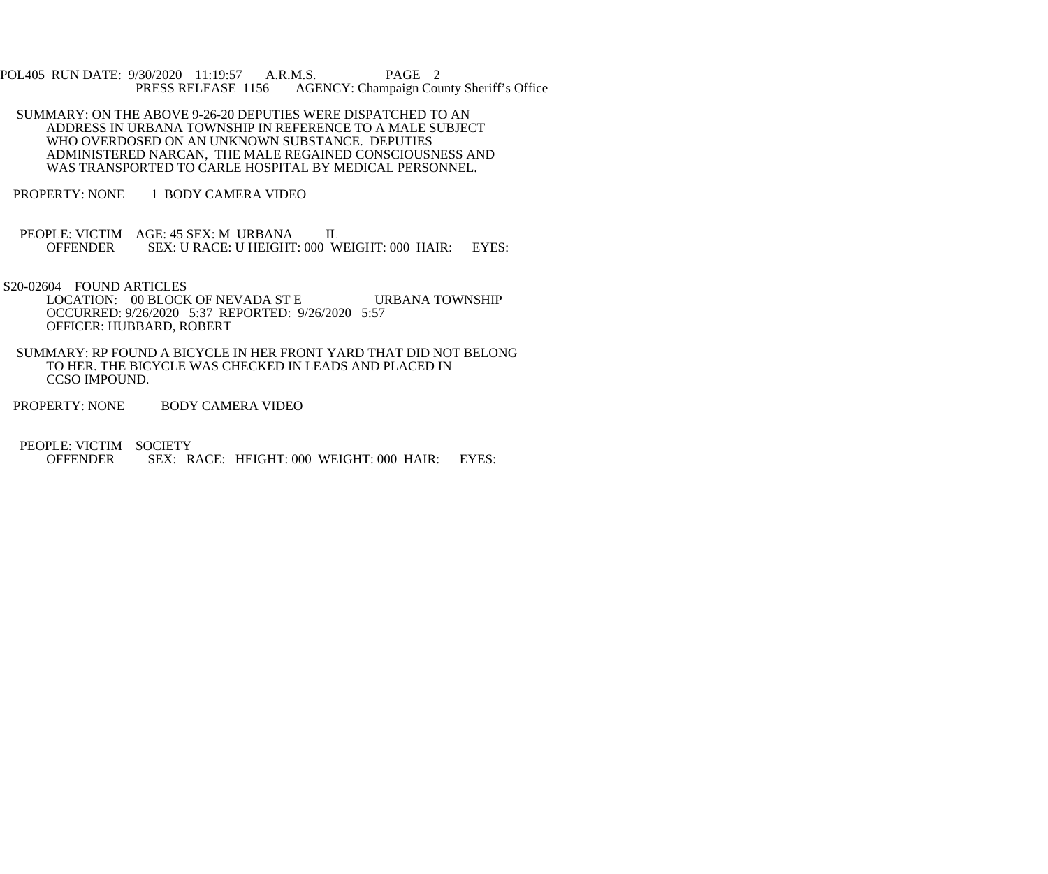POL405 RUN DATE: 9/30/2020 11:19:57 A.R.M.S. PAGE 2
PRESS RELEASE 1156 AGENCY: Champaign County Sheriff's Office

SUMMARY: ON THE ABOVE 9-26-20 DEPUTIES WERE DISPATCHED TO AN ADDRESS IN URBANA TOWNSHIP IN REFERENCE TO A MALE SUBJECT WHO OVERDOSED ON AN UNKNOWN SUBSTANCE. DEPUTIES ADMINISTERED NARCAN, THE MALE REGAINED CONSCIOUSNESS AND WAS TRANSPORTED TO CARLE HOSPITAL BY MEDICAL PERSONNEL.

PROPERTY: NONE 1 BODY CAMERA VIDEO

PEOPLE: VICTIM AGE: 45 SEX: M URBANA IL
OFFENDER SEX: U RACE: U HEIGHT: 000 WEIGHT: 000 HAIR: EYES:

S20-02604 FOUND ARTICLES
LOCATION: 00 BLOCK OF NEVADA ST E URBANA TOWNSHIP
OCCURRED: 9/26/2020 5:37 REPORTED: 9/26/2020 5:57
OFFICER: HUBBARD, ROBERT

SUMMARY: RP FOUND A BICYCLE IN HER FRONT YARD THAT DID NOT BELONG TO HER. THE BICYCLE WAS CHECKED IN LEADS AND PLACED IN CCSO IMPOUND.

PROPERTY: NONE BODY CAMERA VIDEO

PEOPLE: VICTIM SOCIETY
OFFENDER SEX: RACE: HEIGHT: 000 WEIGHT: 000 HAIR: EYES: